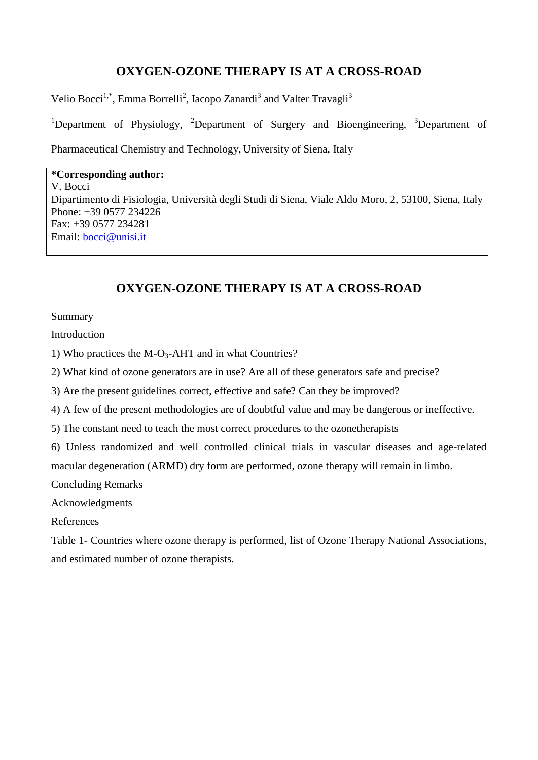# OXYGEN-OZONE THERAPY IS AT A CROSS-ROAD

Velio Bocci[1,*], Emma Borrelli[2], Iacopo Zanardi[3] and Valter Travagli[3]

[1]Department of Physiology, [2]Department of Surgery and Bioengineering, [3]Department of Pharmaceutical Chemistry and Technology, University of Siena, Italy

**\*Corresponding author:**
V. Bocci
Dipartimento di Fisiologia, Università degli Studi di Siena, Viale Aldo Moro, 2, 53100, Siena, Italy
Phone: +39 0577 234226
Fax: +39 0577 234281
Email: bocci@unisi.it

# OXYGEN-OZONE THERAPY IS AT A CROSS-ROAD

Summary

Introduction

1) Who practices the M-$O_3$-AHT and in what Countries?

2) What kind of ozone generators are in use? Are all of these generators safe and precise?

3) Are the present guidelines correct, effective and safe? Can they be improved?

4) A few of the present methodologies are of doubtful value and may be dangerous or ineffective.

5) The constant need to teach the most correct procedures to the ozonetherapists

6) Unless randomized and well controlled clinical trials in vascular diseases and age-related macular degeneration (ARMD) dry form are performed, ozone therapy will remain in limbo.

Concluding Remarks

Acknowledgments

References

Table 1- Countries where ozone therapy is performed, list of Ozone Therapy National Associations, and estimated number of ozone therapists.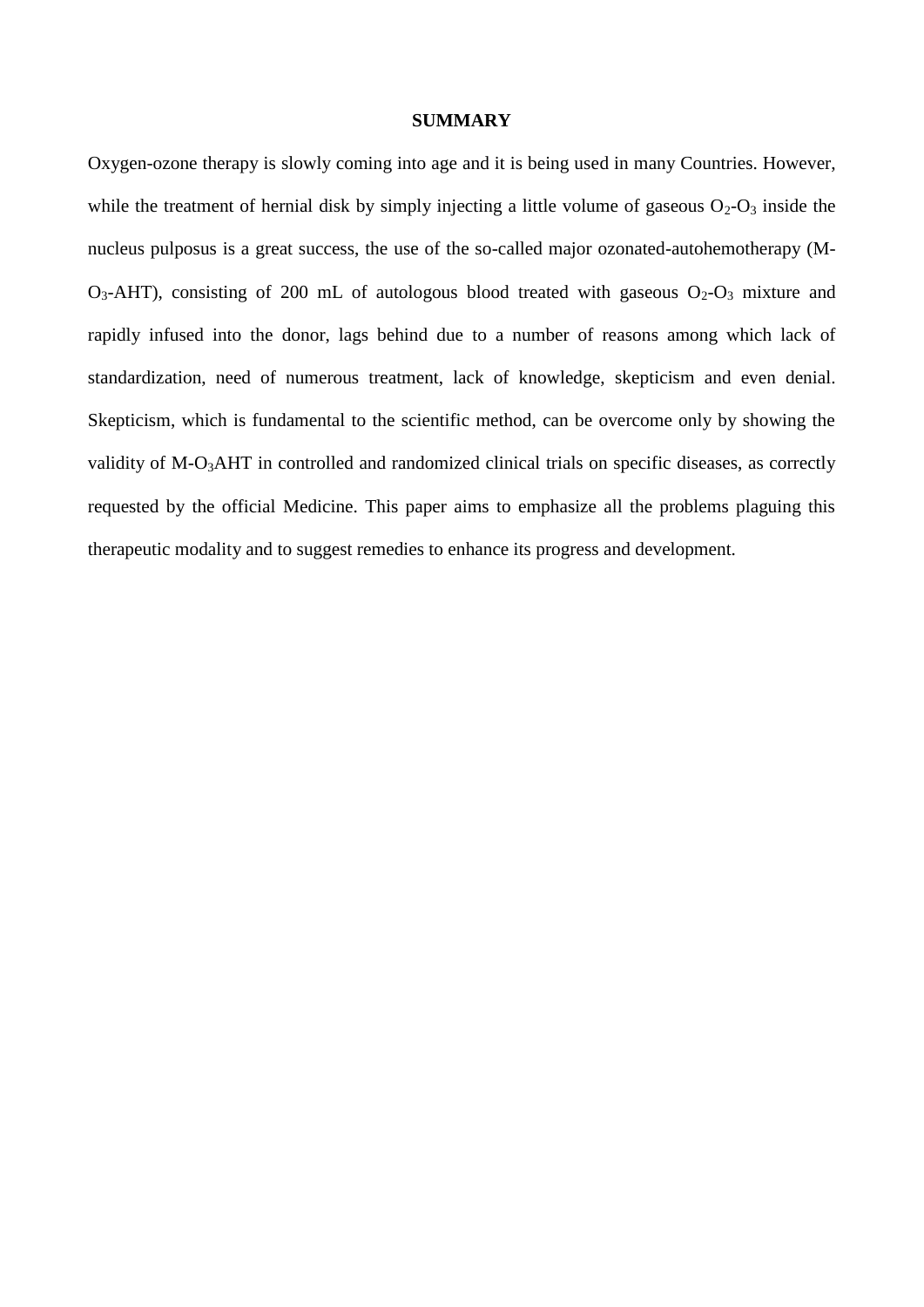## SUMMARY

Oxygen-ozone therapy is slowly coming into age and it is being used in many Countries. However, while the treatment of hernial disk by simply injecting a little volume of gaseous $O_2$-$O_3$ inside the nucleus pulposus is a great success, the use of the so-called major ozonated-autohemotherapy (M-$O_3$-AHT), consisting of 200 mL of autologous blood treated with gaseous $O_2$-$O_3$ mixture and rapidly infused into the donor, lags behind due to a number of reasons among which lack of standardization, need of numerous treatment, lack of knowledge, skepticism and even denial. Skepticism, which is fundamental to the scientific method, can be overcome only by showing the validity of M-$O_3$AHT in controlled and randomized clinical trials on specific diseases, as correctly requested by the official Medicine. This paper aims to emphasize all the problems plaguing this therapeutic modality and to suggest remedies to enhance its progress and development.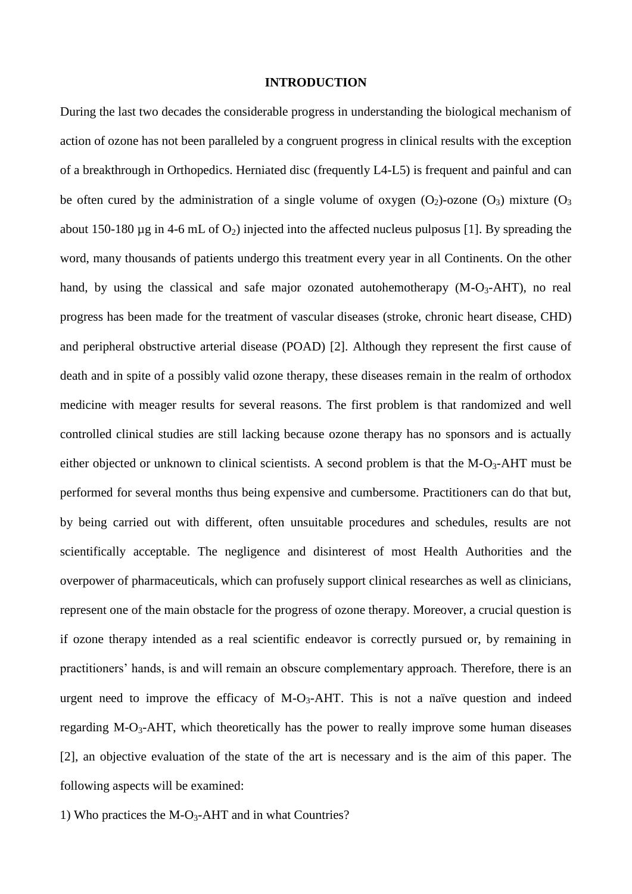# INTRODUCTION

During the last two decades the considerable progress in understanding the biological mechanism of action of ozone has not been paralleled by a congruent progress in clinical results with the exception of a breakthrough in Orthopedics. Herniated disc (frequently L4-L5) is frequent and painful and can be often cured by the administration of a single volume of oxygen ($O_2$)-ozone ($O_3$) mixture ($O_3$ about 150-180 µg in 4-6 mL of $O_2$) injected into the affected nucleus pulposus [1]. By spreading the word, many thousands of patients undergo this treatment every year in all Continents. On the other hand, by using the classical and safe major ozonated autohemotherapy (M-$O_3$-AHT), no real progress has been made for the treatment of vascular diseases (stroke, chronic heart disease, CHD) and peripheral obstructive arterial disease (POAD) [2]. Although they represent the first cause of death and in spite of a possibly valid ozone therapy, these diseases remain in the realm of orthodox medicine with meager results for several reasons. The first problem is that randomized and well controlled clinical studies are still lacking because ozone therapy has no sponsors and is actually either objected or unknown to clinical scientists. A second problem is that the M-$O_3$-AHT must be performed for several months thus being expensive and cumbersome. Practitioners can do that but, by being carried out with different, often unsuitable procedures and schedules, results are not scientifically acceptable. The negligence and disinterest of most Health Authorities and the overpower of pharmaceuticals, which can profusely support clinical researches as well as clinicians, represent one of the main obstacle for the progress of ozone therapy. Moreover, a crucial question is if ozone therapy intended as a real scientific endeavor is correctly pursued or, by remaining in practitioners' hands, is and will remain an obscure complementary approach. Therefore, there is an urgent need to improve the efficacy of M-$O_3$-AHT. This is not a naïve question and indeed regarding M-$O_3$-AHT, which theoretically has the power to really improve some human diseases [2], an objective evaluation of the state of the art is necessary and is the aim of this paper. The following aspects will be examined:

1) Who practices the M-$O_3$-AHT and in what Countries?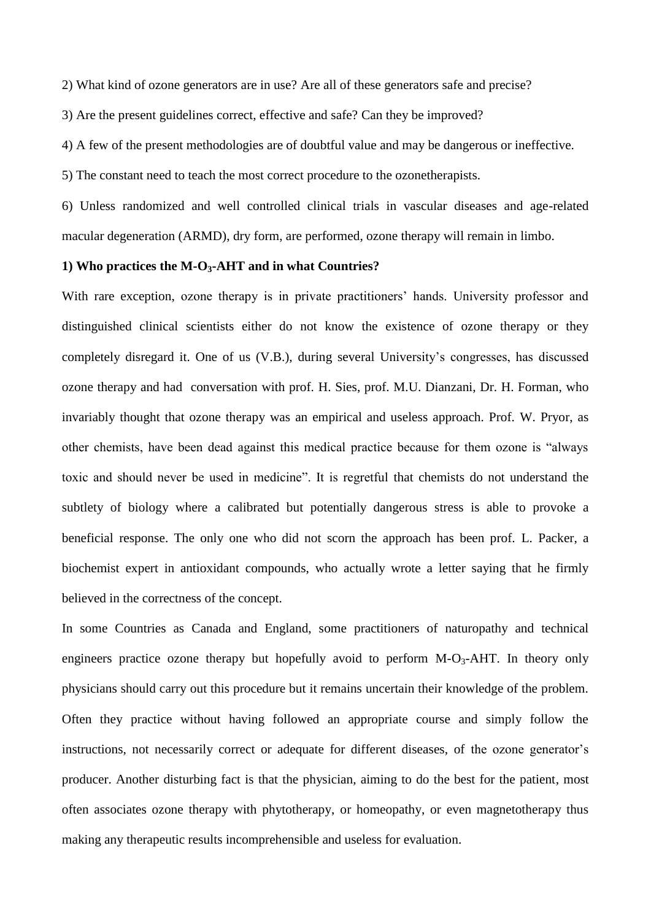2) What kind of ozone generators are in use? Are all of these generators safe and precise?

3) Are the present guidelines correct, effective and safe? Can they be improved?

4) A few of the present methodologies are of doubtful value and may be dangerous or ineffective.

5) The constant need to teach the most correct procedure to the ozonetherapists.

6) Unless randomized and well controlled clinical trials in vascular diseases and age-related macular degeneration (ARMD), dry form, are performed, ozone therapy will remain in limbo.

**1) Who practices the M-$O_3$-AHT and in what Countries?**

With rare exception, ozone therapy is in private practitioners' hands. University professor and distinguished clinical scientists either do not know the existence of ozone therapy or they completely disregard it. One of us (V.B.), during several University's congresses, has discussed ozone therapy and had conversation with prof. H. Sies, prof. M.U. Dianzani, Dr. H. Forman, who invariably thought that ozone therapy was an empirical and useless approach. Prof. W. Pryor, as other chemists, have been dead against this medical practice because for them ozone is "always toxic and should never be used in medicine". It is regretful that chemists do not understand the subtlety of biology where a calibrated but potentially dangerous stress is able to provoke a beneficial response. The only one who did not scorn the approach has been prof. L. Packer, a biochemist expert in antioxidant compounds, who actually wrote a letter saying that he firmly believed in the correctness of the concept.

In some Countries as Canada and England, some practitioners of naturopathy and technical engineers practice ozone therapy but hopefully avoid to perform M-$O_3$-AHT. In theory only physicians should carry out this procedure but it remains uncertain their knowledge of the problem. Often they practice without having followed an appropriate course and simply follow the instructions, not necessarily correct or adequate for different diseases, of the ozone generator's producer. Another disturbing fact is that the physician, aiming to do the best for the patient, most often associates ozone therapy with phytotherapy, or homeopathy, or even magnetotherapy thus making any therapeutic results incomprehensible and useless for evaluation.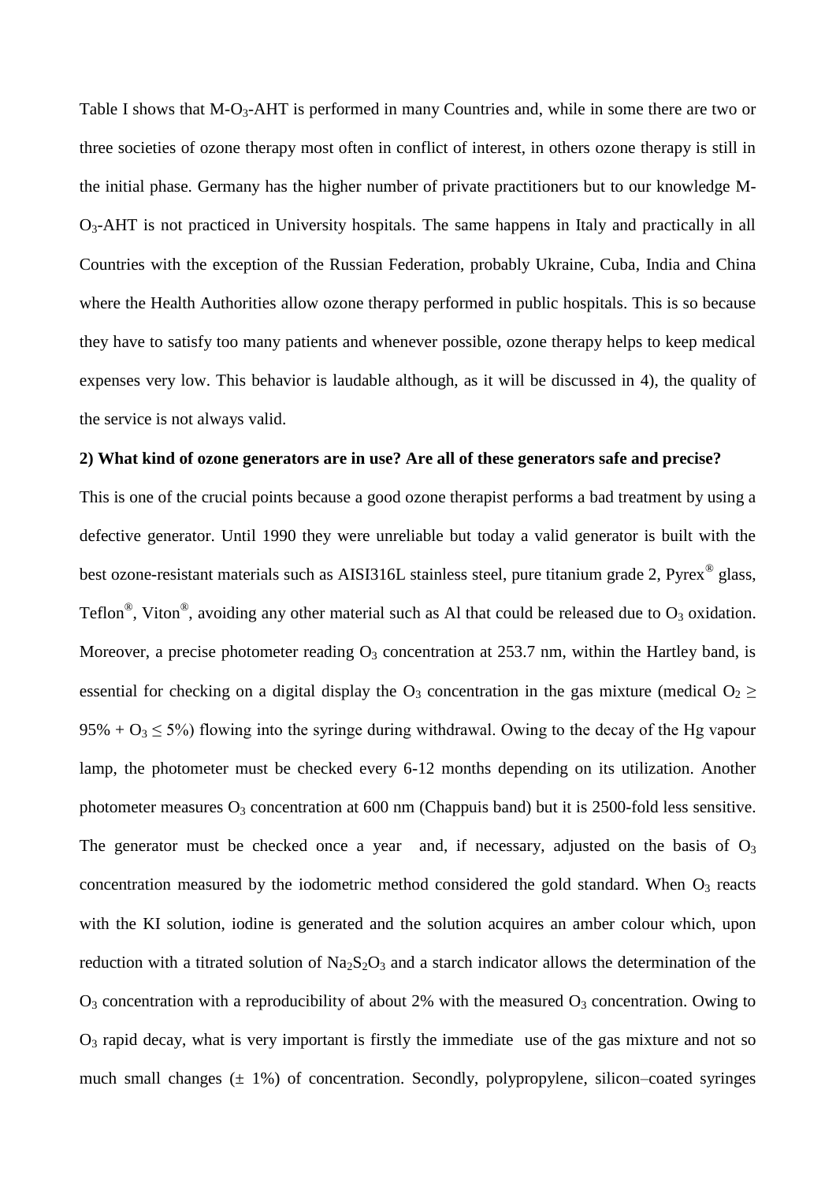Table I shows that M-$O_3$-AHT is performed in many Countries and, while in some there are two or three societies of ozone therapy most often in conflict of interest, in others ozone therapy is still in the initial phase. Germany has the higher number of private practitioners but to our knowledge M-$O_3$-AHT is not practiced in University hospitals. The same happens in Italy and practically in all Countries with the exception of the Russian Federation, probably Ukraine, Cuba, India and China where the Health Authorities allow ozone therapy performed in public hospitals. This is so because they have to satisfy too many patients and whenever possible, ozone therapy helps to keep medical expenses very low. This behavior is laudable although, as it will be discussed in 4), the quality of the service is not always valid.

**2) What kind of ozone generators are in use? Are all of these generators safe and precise?**

This is one of the crucial points because a good ozone therapist performs a bad treatment by using a defective generator. Until 1990 they were unreliable but today a valid generator is built with the best ozone-resistant materials such as AISI316L stainless steel, pure titanium grade 2, Pyrex® glass, Teflon®, Viton®, avoiding any other material such as Al that could be released due to $O_3$ oxidation. Moreover, a precise photometer reading $O_3$ concentration at 253.7 nm, within the Hartley band, is essential for checking on a digital display the $O_3$ concentration in the gas mixture (medical $O_2 \geq 95\% + O_3 \leq 5\%$) flowing into the syringe during withdrawal. Owing to the decay of the Hg vapour lamp, the photometer must be checked every 6-12 months depending on its utilization. Another photometer measures $O_3$ concentration at 600 nm (Chappuis band) but it is 2500-fold less sensitive. The generator must be checked once a year and, if necessary, adjusted on the basis of $O_3$ concentration measured by the iodometric method considered the gold standard. When $O_3$ reacts with the KI solution, iodine is generated and the solution acquires an amber colour which, upon reduction with a titrated solution of $Na_2S_2O_3$ and a starch indicator allows the determination of the $O_3$ concentration with a reproducibility of about 2% with the measured $O_3$ concentration. Owing to $O_3$ rapid decay, what is very important is firstly the immediate use of the gas mixture and not so much small changes (± 1%) of concentration. Secondly, polypropylene, silicon–coated syringes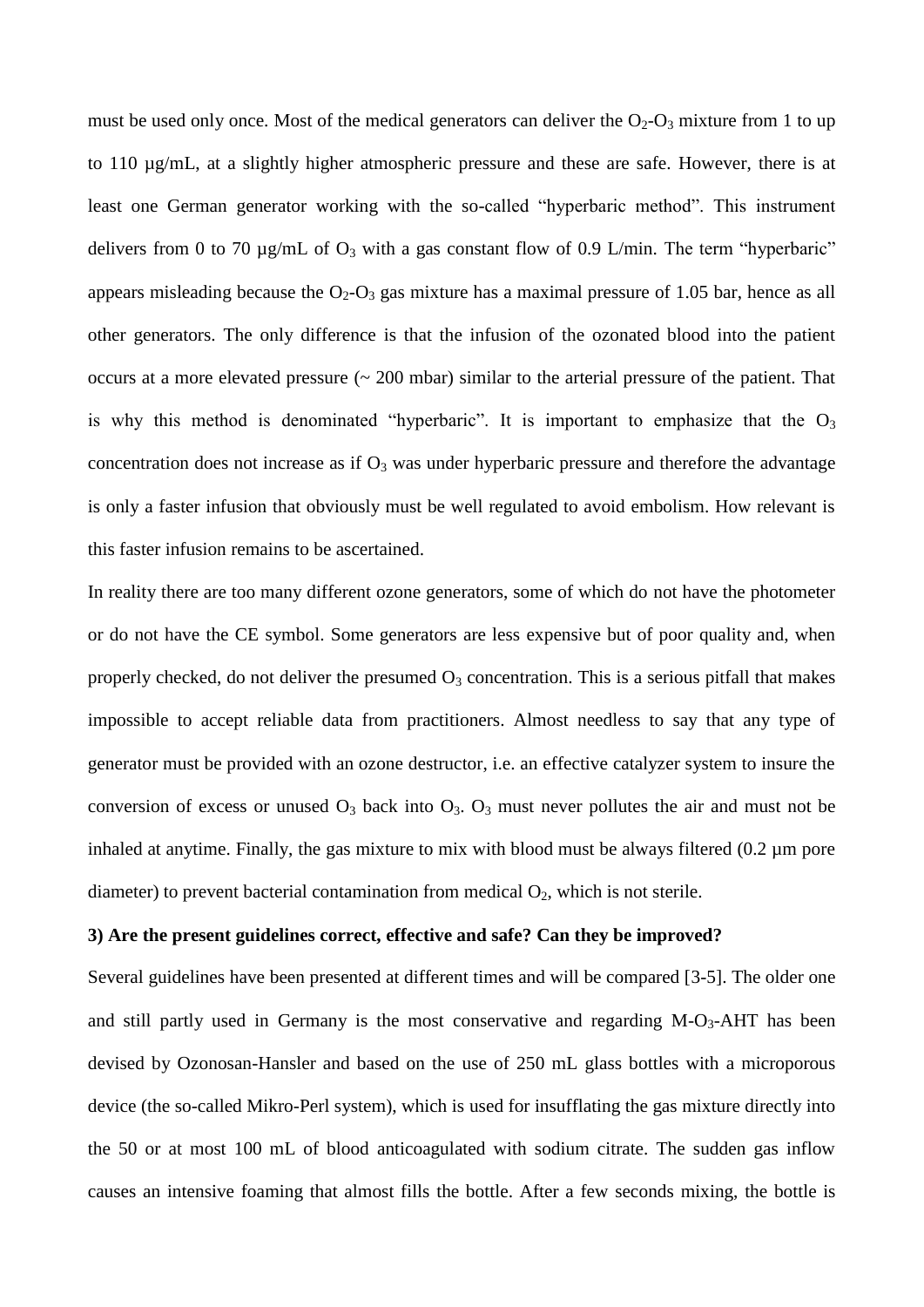must be used only once. Most of the medical generators can deliver the $O_2$-$O_3$ mixture from 1 to up to 110 µg/mL, at a slightly higher atmospheric pressure and these are safe. However, there is at least one German generator working with the so-called "hyperbaric method". This instrument delivers from 0 to 70 µg/mL of $O_3$ with a gas constant flow of 0.9 L/min. The term "hyperbaric" appears misleading because the $O_2$-$O_3$ gas mixture has a maximal pressure of 1.05 bar, hence as all other generators. The only difference is that the infusion of the ozonated blood into the patient occurs at a more elevated pressure (~ 200 mbar) similar to the arterial pressure of the patient. That is why this method is denominated "hyperbaric". It is important to emphasize that the $O_3$ concentration does not increase as if $O_3$ was under hyperbaric pressure and therefore the advantage is only a faster infusion that obviously must be well regulated to avoid embolism. How relevant is this faster infusion remains to be ascertained.

In reality there are too many different ozone generators, some of which do not have the photometer or do not have the CE symbol. Some generators are less expensive but of poor quality and, when properly checked, do not deliver the presumed $O_3$ concentration. This is a serious pitfall that makes impossible to accept reliable data from practitioners. Almost needless to say that any type of generator must be provided with an ozone destructor, i.e. an effective catalyzer system to insure the conversion of excess or unused $O_3$ back into $O_3$. $O_3$ must never pollutes the air and must not be inhaled at anytime. Finally, the gas mixture to mix with blood must be always filtered (0.2 µm pore diameter) to prevent bacterial contamination from medical $O_2$, which is not sterile.

**3) Are the present guidelines correct, effective and safe? Can they be improved?**

Several guidelines have been presented at different times and will be compared [3-5]. The older one and still partly used in Germany is the most conservative and regarding M-$O_3$-AHT has been devised by Ozonosan-Hansler and based on the use of 250 mL glass bottles with a microporous device (the so-called Mikro-Perl system), which is used for insufflating the gas mixture directly into the 50 or at most 100 mL of blood anticoagulated with sodium citrate. The sudden gas inflow causes an intensive foaming that almost fills the bottle. After a few seconds mixing, the bottle is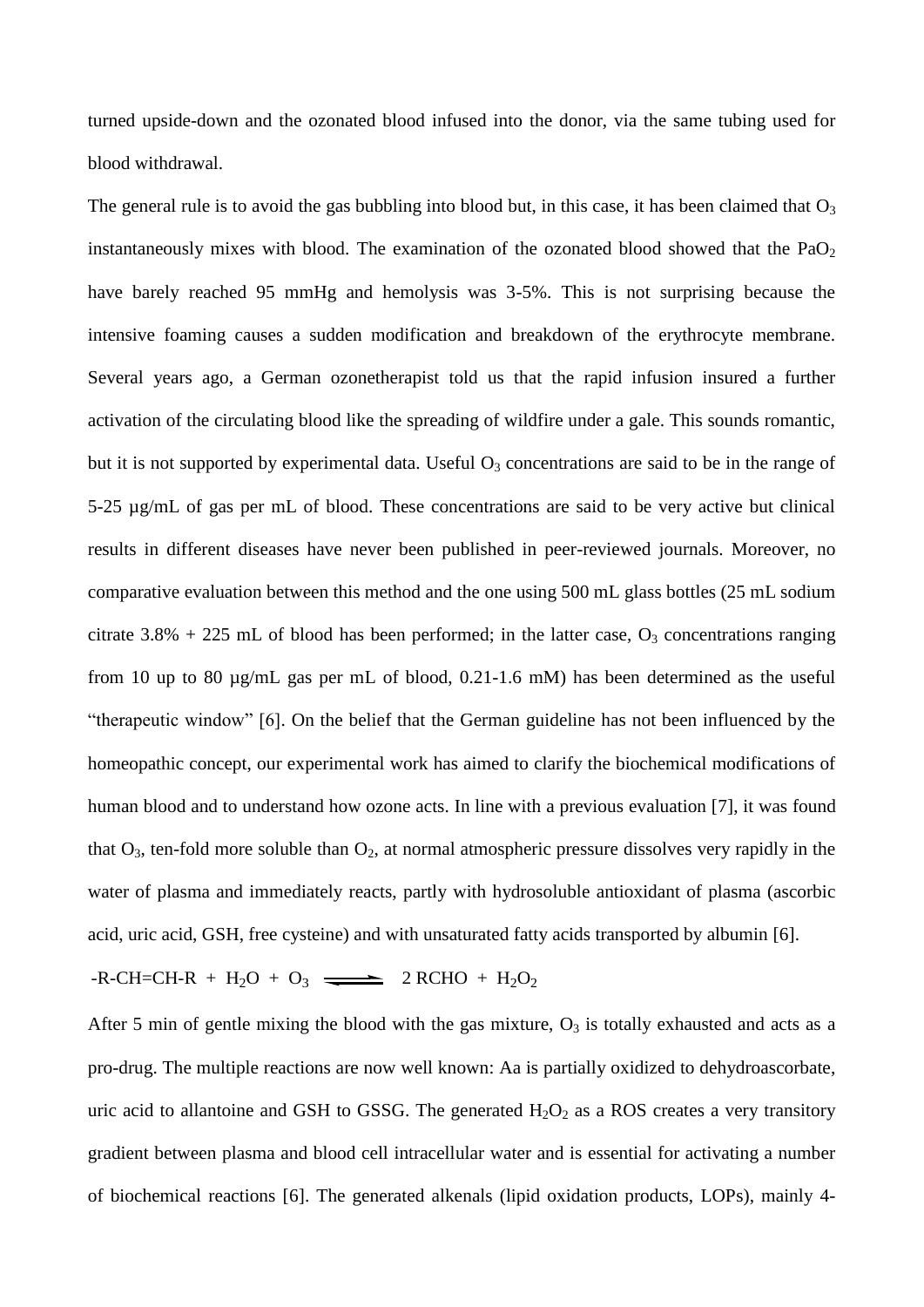turned upside-down and the ozonated blood infused into the donor, via the same tubing used for blood withdrawal.

The general rule is to avoid the gas bubbling into blood but, in this case, it has been claimed that $O_3$ instantaneously mixes with blood. The examination of the ozonated blood showed that the $PaO_2$ have barely reached 95 mmHg and hemolysis was 3-5%. This is not surprising because the intensive foaming causes a sudden modification and breakdown of the erythrocyte membrane. Several years ago, a German ozonetherapist told us that the rapid infusion insured a further activation of the circulating blood like the spreading of wildfire under a gale. This sounds romantic, but it is not supported by experimental data. Useful $O_3$ concentrations are said to be in the range of 5-25 µg/mL of gas per mL of blood. These concentrations are said to be very active but clinical results in different diseases have never been published in peer-reviewed journals. Moreover, no comparative evaluation between this method and the one using 500 mL glass bottles (25 mL sodium citrate 3.8% + 225 mL of blood has been performed; in the latter case, $O_3$ concentrations ranging from 10 up to 80 µg/mL gas per mL of blood, 0.21-1.6 mM) has been determined as the useful “therapeutic window” [6]. On the belief that the German guideline has not been influenced by the homeopathic concept, our experimental work has aimed to clarify the biochemical modifications of human blood and to understand how ozone acts. In line with a previous evaluation [7], it was found that $O_3$, ten-fold more soluble than $O_2$, at normal atmospheric pressure dissolves very rapidly in the water of plasma and immediately reacts, partly with hydrosoluble antioxidant of plasma (ascorbic acid, uric acid, GSH, free cysteine) and with unsaturated fatty acids transported by albumin [6].

$$-R\text{-}CH{=}CH\text{-}R + H_2O + O_3 \rightleftharpoons 2\,RCHO + H_2O_2$$

After 5 min of gentle mixing the blood with the gas mixture, $O_3$ is totally exhausted and acts as a pro-drug. The multiple reactions are now well known: Aa is partially oxidized to dehydroascorbate, uric acid to allantoine and GSH to GSSG. The generated $H_2O_2$ as a ROS creates a very transitory gradient between plasma and blood cell intracellular water and is essential for activating a number of biochemical reactions [6]. The generated alkenals (lipid oxidation products, LOPs), mainly 4-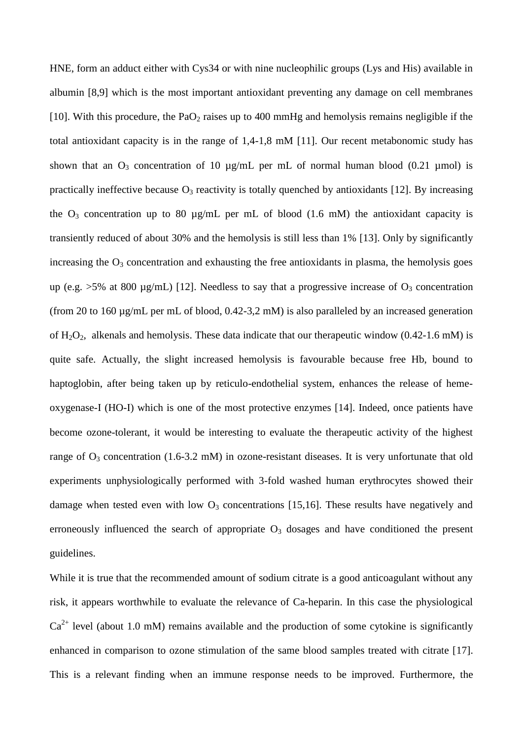HNE, form an adduct either with Cys34 or with nine nucleophilic groups (Lys and His) available in albumin [8,9] which is the most important antioxidant preventing any damage on cell membranes [10]. With this procedure, the $PaO_2$ raises up to 400 mmHg and hemolysis remains negligible if the total antioxidant capacity is in the range of 1,4-1,8 mM [11]. Our recent metabonomic study has shown that an $O_3$ concentration of 10 µg/mL per mL of normal human blood (0.21 µmol) is practically ineffective because $O_3$ reactivity is totally quenched by antioxidants [12]. By increasing the $O_3$ concentration up to 80 µg/mL per mL of blood (1.6 mM) the antioxidant capacity is transiently reduced of about 30% and the hemolysis is still less than 1% [13]. Only by significantly increasing the $O_3$ concentration and exhausting the free antioxidants in plasma, the hemolysis goes up (e.g. >5% at 800 µg/mL) [12]. Needless to say that a progressive increase of $O_3$ concentration (from 20 to 160 µg/mL per mL of blood, 0.42-3,2 mM) is also paralleled by an increased generation of $H_2O_2$, alkenals and hemolysis. These data indicate that our therapeutic window (0.42-1.6 mM) is quite safe. Actually, the slight increased hemolysis is favourable because free Hb, bound to haptoglobin, after being taken up by reticulo-endothelial system, enhances the release of heme-oxygenase-I (HO-I) which is one of the most protective enzymes [14]. Indeed, once patients have become ozone-tolerant, it would be interesting to evaluate the therapeutic activity of the highest range of $O_3$ concentration (1.6-3.2 mM) in ozone-resistant diseases. It is very unfortunate that old experiments unphysiologically performed with 3-fold washed human erythrocytes showed their damage when tested even with low $O_3$ concentrations [15,16]. These results have negatively and erroneously influenced the search of appropriate $O_3$ dosages and have conditioned the present guidelines.

While it is true that the recommended amount of sodium citrate is a good anticoagulant without any risk, it appears worthwhile to evaluate the relevance of Ca-heparin. In this case the physiological $Ca^{2+}$ level (about 1.0 mM) remains available and the production of some cytokine is significantly enhanced in comparison to ozone stimulation of the same blood samples treated with citrate [17]. This is a relevant finding when an immune response needs to be improved. Furthermore, the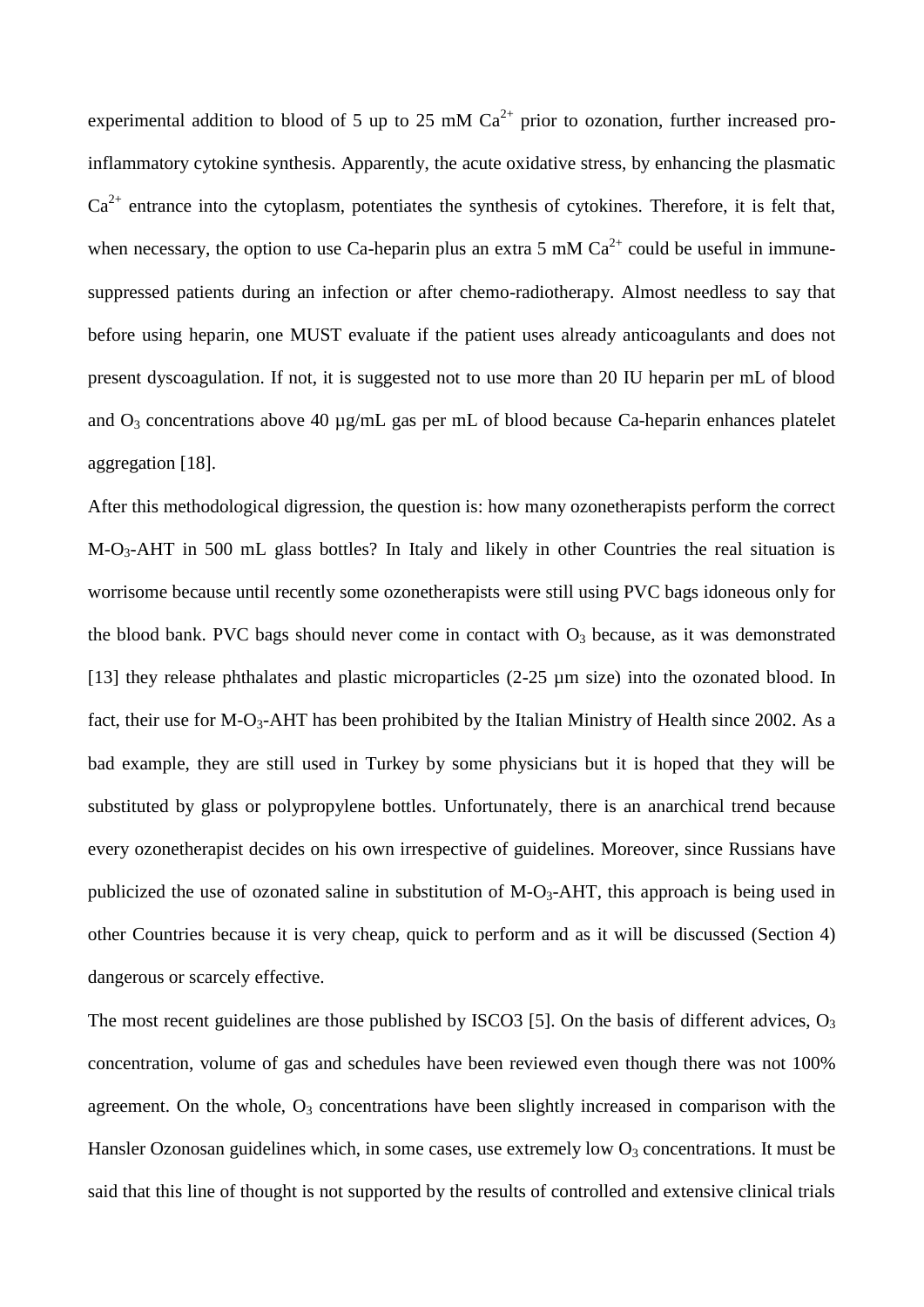experimental addition to blood of 5 up to 25 mM $Ca^{2+}$ prior to ozonation, further increased pro-inflammatory cytokine synthesis. Apparently, the acute oxidative stress, by enhancing the plasmatic $Ca^{2+}$ entrance into the cytoplasm, potentiates the synthesis of cytokines. Therefore, it is felt that, when necessary, the option to use Ca-heparin plus an extra 5 mM $Ca^{2+}$ could be useful in immune-suppressed patients during an infection or after chemo-radiotherapy. Almost needless to say that before using heparin, one MUST evaluate if the patient uses already anticoagulants and does not present dyscoagulation. If not, it is suggested not to use more than 20 IU heparin per mL of blood and $O_3$ concentrations above 40 µg/mL gas per mL of blood because Ca-heparin enhances platelet aggregation [18].

After this methodological digression, the question is: how many ozonetherapists perform the correct M-$O_3$-AHT in 500 mL glass bottles? In Italy and likely in other Countries the real situation is worrisome because until recently some ozonetherapists were still using PVC bags idoneous only for the blood bank. PVC bags should never come in contact with $O_3$ because, as it was demonstrated [13] they release phthalates and plastic microparticles (2-25 µm size) into the ozonated blood. In fact, their use for M-$O_3$-AHT has been prohibited by the Italian Ministry of Health since 2002. As a bad example, they are still used in Turkey by some physicians but it is hoped that they will be substituted by glass or polypropylene bottles. Unfortunately, there is an anarchical trend because every ozonetherapist decides on his own irrespective of guidelines. Moreover, since Russians have publicized the use of ozonated saline in substitution of M-$O_3$-AHT, this approach is being used in other Countries because it is very cheap, quick to perform and as it will be discussed (Section 4) dangerous or scarcely effective.

The most recent guidelines are those published by ISCO3 [5]. On the basis of different advices, $O_3$ concentration, volume of gas and schedules have been reviewed even though there was not 100% agreement. On the whole, $O_3$ concentrations have been slightly increased in comparison with the Hansler Ozonosan guidelines which, in some cases, use extremely low $O_3$ concentrations. It must be said that this line of thought is not supported by the results of controlled and extensive clinical trials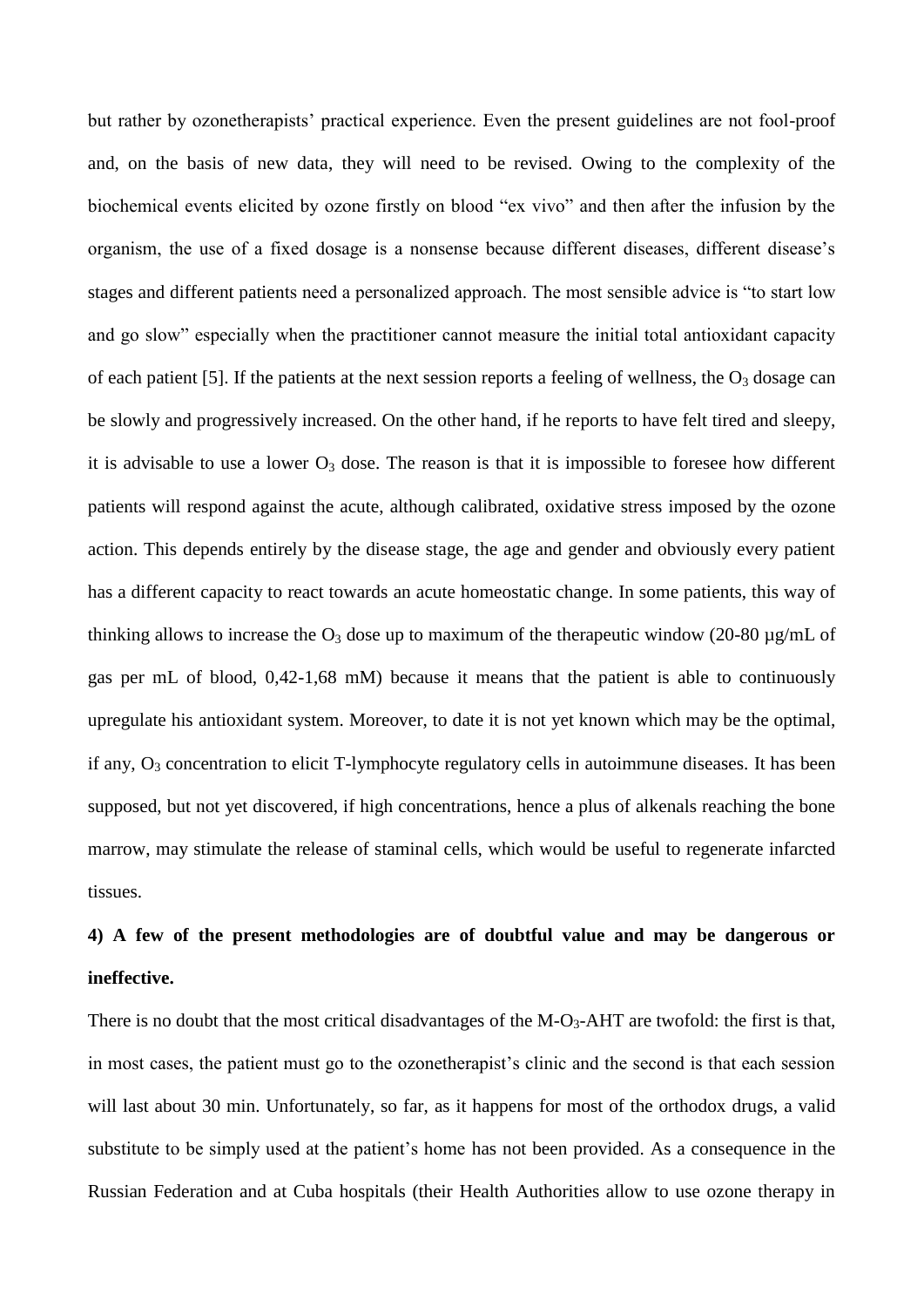but rather by ozonetherapists' practical experience. Even the present guidelines are not fool-proof and, on the basis of new data, they will need to be revised. Owing to the complexity of the biochemical events elicited by ozone firstly on blood "ex vivo" and then after the infusion by the organism, the use of a fixed dosage is a nonsense because different diseases, different disease's stages and different patients need a personalized approach. The most sensible advice is "to start low and go slow" especially when the practitioner cannot measure the initial total antioxidant capacity of each patient [5]. If the patients at the next session reports a feeling of wellness, the $O_3$ dosage can be slowly and progressively increased. On the other hand, if he reports to have felt tired and sleepy, it is advisable to use a lower $O_3$ dose. The reason is that it is impossible to foresee how different patients will respond against the acute, although calibrated, oxidative stress imposed by the ozone action. This depends entirely by the disease stage, the age and gender and obviously every patient has a different capacity to react towards an acute homeostatic change. In some patients, this way of thinking allows to increase the $O_3$ dose up to maximum of the therapeutic window (20-80 µg/mL of gas per mL of blood, 0,42-1,68 mM) because it means that the patient is able to continuously upregulate his antioxidant system. Moreover, to date it is not yet known which may be the optimal, if any, $O_3$ concentration to elicit T-lymphocyte regulatory cells in autoimmune diseases. It has been supposed, but not yet discovered, if high concentrations, hence a plus of alkenals reaching the bone marrow, may stimulate the release of staminal cells, which would be useful to regenerate infarcted tissues.

**4) A few of the present methodologies are of doubtful value and may be dangerous or ineffective.**

There is no doubt that the most critical disadvantages of the M-$O_3$-AHT are twofold: the first is that, in most cases, the patient must go to the ozonetherapist's clinic and the second is that each session will last about 30 min. Unfortunately, so far, as it happens for most of the orthodox drugs, a valid substitute to be simply used at the patient's home has not been provided. As a consequence in the Russian Federation and at Cuba hospitals (their Health Authorities allow to use ozone therapy in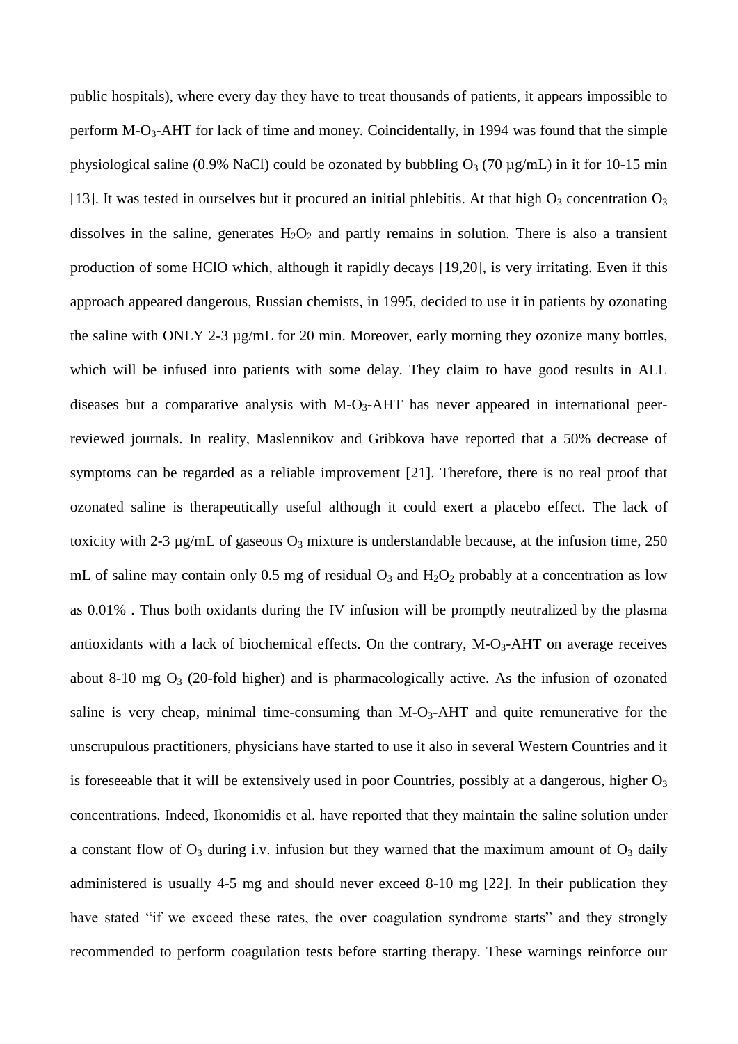public hospitals), where every day they have to treat thousands of patients, it appears impossible to perform M-$O_3$-AHT for lack of time and money. Coincidentally, in 1994 was found that the simple physiological saline (0.9% NaCl) could be ozonated by bubbling $O_3$ (70 µg/mL) in it for 10-15 min [13]. It was tested in ourselves but it procured an initial phlebitis. At that high $O_3$ concentration $O_3$ dissolves in the saline, generates $H_2O_2$ and partly remains in solution. There is also a transient production of some HClO which, although it rapidly decays [19,20], is very irritating. Even if this approach appeared dangerous, Russian chemists, in 1995, decided to use it in patients by ozonating the saline with ONLY 2-3 µg/mL for 20 min. Moreover, early morning they ozonize many bottles, which will be infused into patients with some delay. They claim to have good results in ALL diseases but a comparative analysis with M-$O_3$-AHT has never appeared in international peer-reviewed journals. In reality, Maslennikov and Gribkova have reported that a 50% decrease of symptoms can be regarded as a reliable improvement [21]. Therefore, there is no real proof that ozonated saline is therapeutically useful although it could exert a placebo effect. The lack of toxicity with 2-3 µg/mL of gaseous $O_3$ mixture is understandable because, at the infusion time, 250 mL of saline may contain only 0.5 mg of residual $O_3$ and $H_2O_2$ probably at a concentration as low as 0.01% . Thus both oxidants during the IV infusion will be promptly neutralized by the plasma antioxidants with a lack of biochemical effects. On the contrary, M-$O_3$-AHT on average receives about 8-10 mg $O_3$ (20-fold higher) and is pharmacologically active. As the infusion of ozonated saline is very cheap, minimal time-consuming than M-$O_3$-AHT and quite remunerative for the unscrupulous practitioners, physicians have started to use it also in several Western Countries and it is foreseeable that it will be extensively used in poor Countries, possibly at a dangerous, higher $O_3$ concentrations. Indeed, Ikonomidis et al. have reported that they maintain the saline solution under a constant flow of $O_3$ during i.v. infusion but they warned that the maximum amount of $O_3$ daily administered is usually 4-5 mg and should never exceed 8-10 mg [22]. In their publication they have stated "if we exceed these rates, the over coagulation syndrome starts" and they strongly recommended to perform coagulation tests before starting therapy. These warnings reinforce our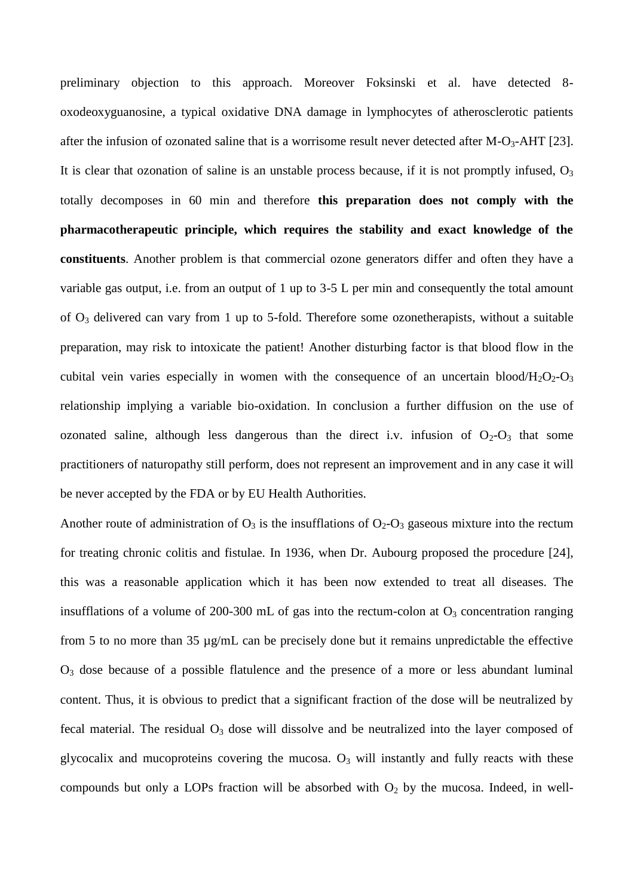preliminary objection to this approach. Moreover Foksinski et al. have detected 8-oxodeoxyguanosine, a typical oxidative DNA damage in lymphocytes of atherosclerotic patients after the infusion of ozonated saline that is a worrisome result never detected after M-$O_3$-AHT [23]. It is clear that ozonation of saline is an unstable process because, if it is not promptly infused, $O_3$ totally decomposes in 60 min and therefore **this preparation does not comply with the pharmacotherapeutic principle, which requires the stability and exact knowledge of the constituents**. Another problem is that commercial ozone generators differ and often they have a variable gas output, i.e. from an output of 1 up to 3-5 L per min and consequently the total amount of $O_3$ delivered can vary from 1 up to 5-fold. Therefore some ozonetherapists, without a suitable preparation, may risk to intoxicate the patient! Another disturbing factor is that blood flow in the cubital vein varies especially in women with the consequence of an uncertain blood/$H_2O_2$-$O_3$ relationship implying a variable bio-oxidation. In conclusion a further diffusion on the use of ozonated saline, although less dangerous than the direct i.v. infusion of $O_2$-$O_3$ that some practitioners of naturopathy still perform, does not represent an improvement and in any case it will be never accepted by the FDA or by EU Health Authorities.

Another route of administration of $O_3$ is the insufflations of $O_2$-$O_3$ gaseous mixture into the rectum for treating chronic colitis and fistulae. In 1936, when Dr. Aubourg proposed the procedure [24], this was a reasonable application which it has been now extended to treat all diseases. The insufflations of a volume of 200-300 mL of gas into the rectum-colon at $O_3$ concentration ranging from 5 to no more than 35 µg/mL can be precisely done but it remains unpredictable the effective $O_3$ dose because of a possible flatulence and the presence of a more or less abundant luminal content. Thus, it is obvious to predict that a significant fraction of the dose will be neutralized by fecal material. The residual $O_3$ dose will dissolve and be neutralized into the layer composed of glycocalix and mucoproteins covering the mucosa. $O_3$ will instantly and fully reacts with these compounds but only a LOPs fraction will be absorbed with $O_2$ by the mucosa. Indeed, in well-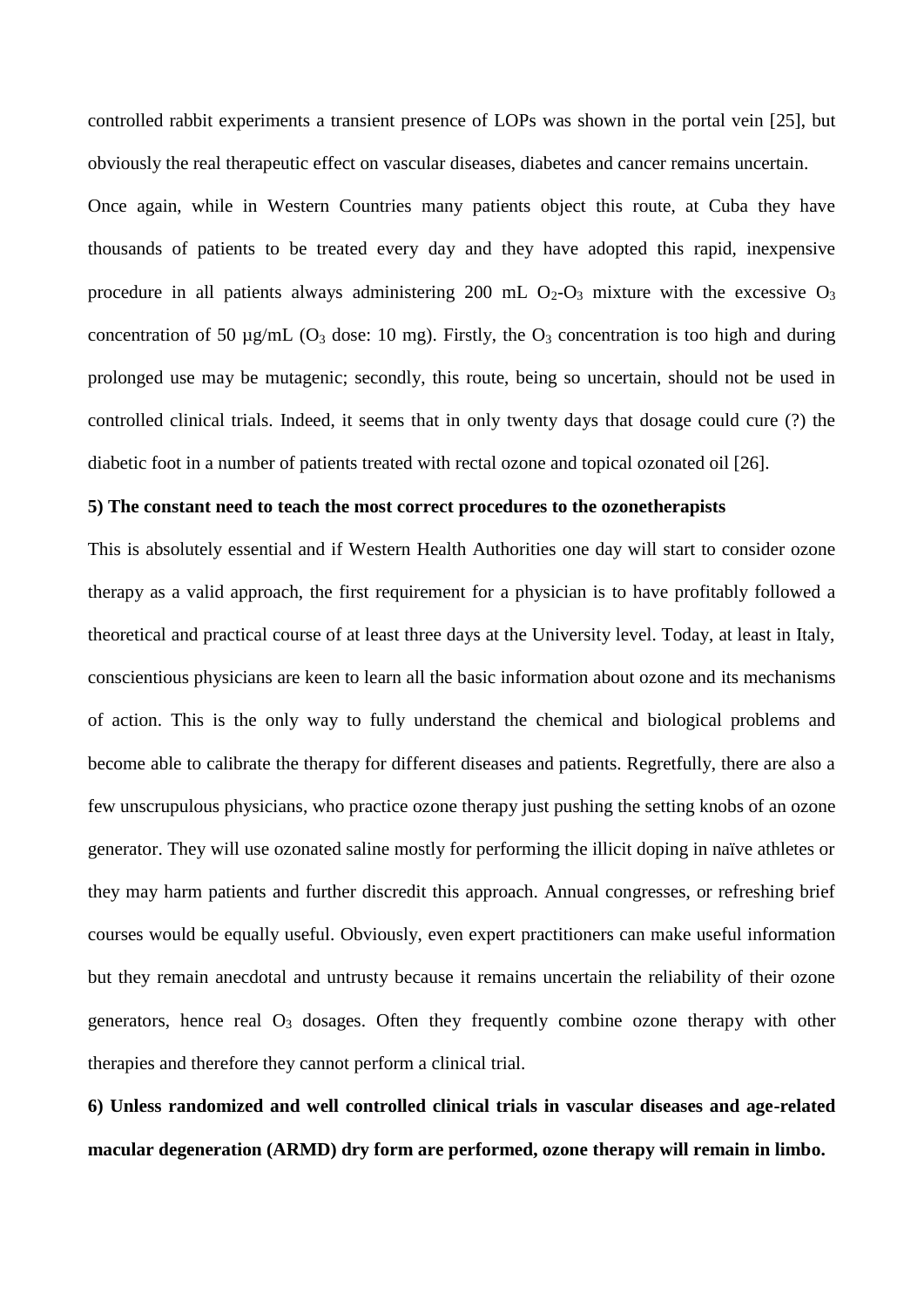controlled rabbit experiments a transient presence of LOPs was shown in the portal vein [25], but obviously the real therapeutic effect on vascular diseases, diabetes and cancer remains uncertain.

Once again, while in Western Countries many patients object this route, at Cuba they have thousands of patients to be treated every day and they have adopted this rapid, inexpensive procedure in all patients always administering 200 mL $O_2$-$O_3$ mixture with the excessive $O_3$ concentration of 50 µg/mL ($O_3$ dose: 10 mg). Firstly, the $O_3$ concentration is too high and during prolonged use may be mutagenic; secondly, this route, being so uncertain, should not be used in controlled clinical trials. Indeed, it seems that in only twenty days that dosage could cure (?) the diabetic foot in a number of patients treated with rectal ozone and topical ozonated oil [26].

**5) The constant need to teach the most correct procedures to the ozonetherapists**

This is absolutely essential and if Western Health Authorities one day will start to consider ozone therapy as a valid approach, the first requirement for a physician is to have profitably followed a theoretical and practical course of at least three days at the University level. Today, at least in Italy, conscientious physicians are keen to learn all the basic information about ozone and its mechanisms of action. This is the only way to fully understand the chemical and biological problems and become able to calibrate the therapy for different diseases and patients. Regretfully, there are also a few unscrupulous physicians, who practice ozone therapy just pushing the setting knobs of an ozone generator. They will use ozonated saline mostly for performing the illicit doping in naïve athletes or they may harm patients and further discredit this approach. Annual congresses, or refreshing brief courses would be equally useful. Obviously, even expert practitioners can make useful information but they remain anecdotal and untrusty because it remains uncertain the reliability of their ozone generators, hence real $O_3$ dosages. Often they frequently combine ozone therapy with other therapies and therefore they cannot perform a clinical trial.

**6) Unless randomized and well controlled clinical trials in vascular diseases and age-related macular degeneration (ARMD) dry form are performed, ozone therapy will remain in limbo.**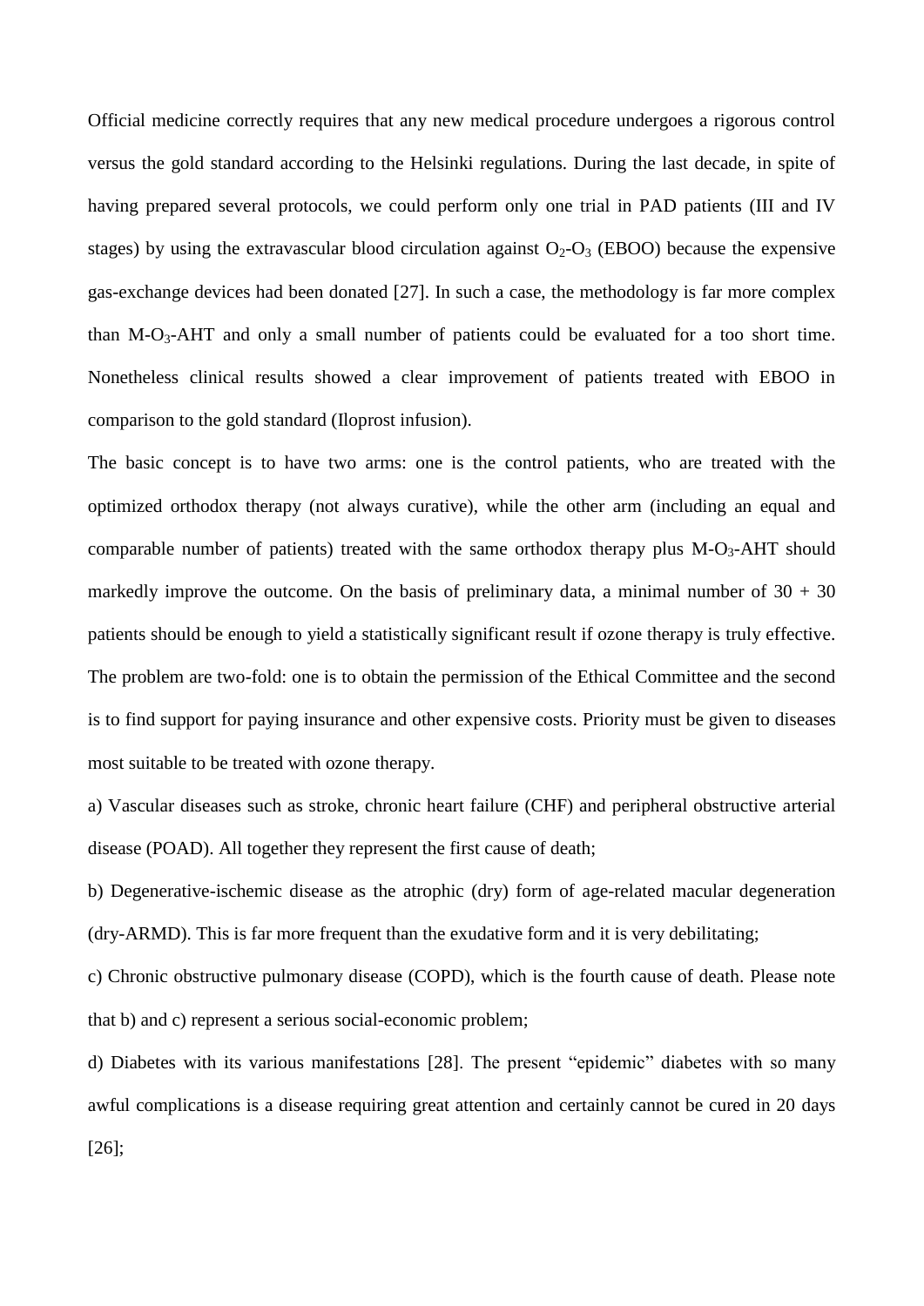Official medicine correctly requires that any new medical procedure undergoes a rigorous control versus the gold standard according to the Helsinki regulations. During the last decade, in spite of having prepared several protocols, we could perform only one trial in PAD patients (III and IV stages) by using the extravascular blood circulation against $O_2$-$O_3$ (EBOO) because the expensive gas-exchange devices had been donated [27]. In such a case, the methodology is far more complex than M-$O_3$-AHT and only a small number of patients could be evaluated for a too short time. Nonetheless clinical results showed a clear improvement of patients treated with EBOO in comparison to the gold standard (Iloprost infusion).

The basic concept is to have two arms: one is the control patients, who are treated with the optimized orthodox therapy (not always curative), while the other arm (including an equal and comparable number of patients) treated with the same orthodox therapy plus M-$O_3$-AHT should markedly improve the outcome. On the basis of preliminary data, a minimal number of 30 + 30 patients should be enough to yield a statistically significant result if ozone therapy is truly effective. The problem are two-fold: one is to obtain the permission of the Ethical Committee and the second is to find support for paying insurance and other expensive costs. Priority must be given to diseases most suitable to be treated with ozone therapy.

a) Vascular diseases such as stroke, chronic heart failure (CHF) and peripheral obstructive arterial disease (POAD). All together they represent the first cause of death;

b) Degenerative-ischemic disease as the atrophic (dry) form of age-related macular degeneration (dry-ARMD). This is far more frequent than the exudative form and it is very debilitating;

c) Chronic obstructive pulmonary disease (COPD), which is the fourth cause of death. Please note that b) and c) represent a serious social-economic problem;

d) Diabetes with its various manifestations [28]. The present "epidemic" diabetes with so many awful complications is a disease requiring great attention and certainly cannot be cured in 20 days [26];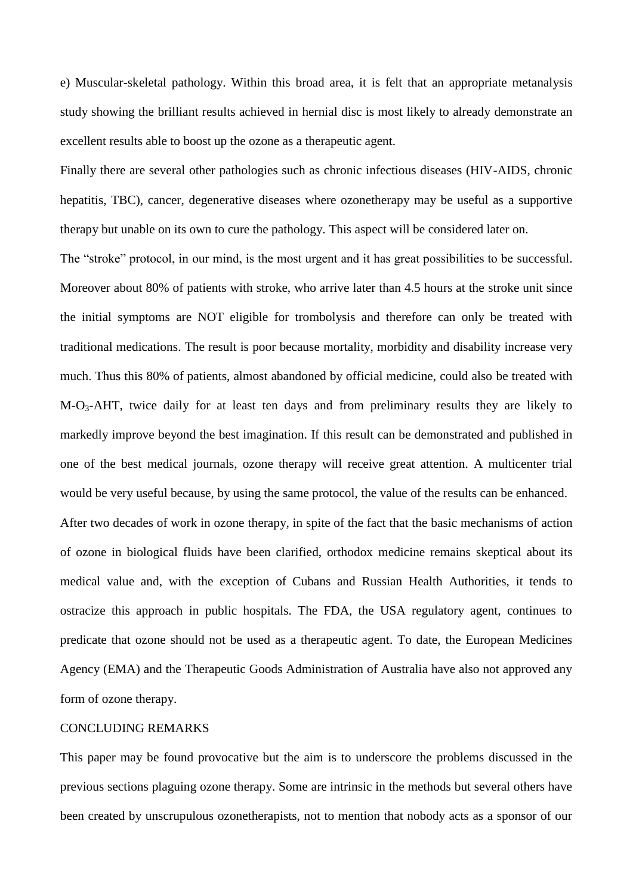e) Muscular-skeletal pathology. Within this broad area, it is felt that an appropriate metanalysis study showing the brilliant results achieved in hernial disc is most likely to already demonstrate an excellent results able to boost up the ozone as a therapeutic agent.

Finally there are several other pathologies such as chronic infectious diseases (HIV-AIDS, chronic hepatitis, TBC), cancer, degenerative diseases where ozonetherapy may be useful as a supportive therapy but unable on its own to cure the pathology. This aspect will be considered later on.

The "stroke" protocol, in our mind, is the most urgent and it has great possibilities to be successful. Moreover about 80% of patients with stroke, who arrive later than 4.5 hours at the stroke unit since the initial symptoms are NOT eligible for trombolysis and therefore can only be treated with traditional medications. The result is poor because mortality, morbidity and disability increase very much. Thus this 80% of patients, almost abandoned by official medicine, could also be treated with M-$O_3$-AHT, twice daily for at least ten days and from preliminary results they are likely to markedly improve beyond the best imagination. If this result can be demonstrated and published in one of the best medical journals, ozone therapy will receive great attention. A multicenter trial would be very useful because, by using the same protocol, the value of the results can be enhanced.

After two decades of work in ozone therapy, in spite of the fact that the basic mechanisms of action of ozone in biological fluids have been clarified, orthodox medicine remains skeptical about its medical value and, with the exception of Cubans and Russian Health Authorities, it tends to ostracize this approach in public hospitals. The FDA, the USA regulatory agent, continues to predicate that ozone should not be used as a therapeutic agent. To date, the European Medicines Agency (EMA) and the Therapeutic Goods Administration of Australia have also not approved any form of ozone therapy.

## CONCLUDING REMARKS

This paper may be found provocative but the aim is to underscore the problems discussed in the previous sections plaguing ozone therapy. Some are intrinsic in the methods but several others have been created by unscrupulous ozonetherapists, not to mention that nobody acts as a sponsor of our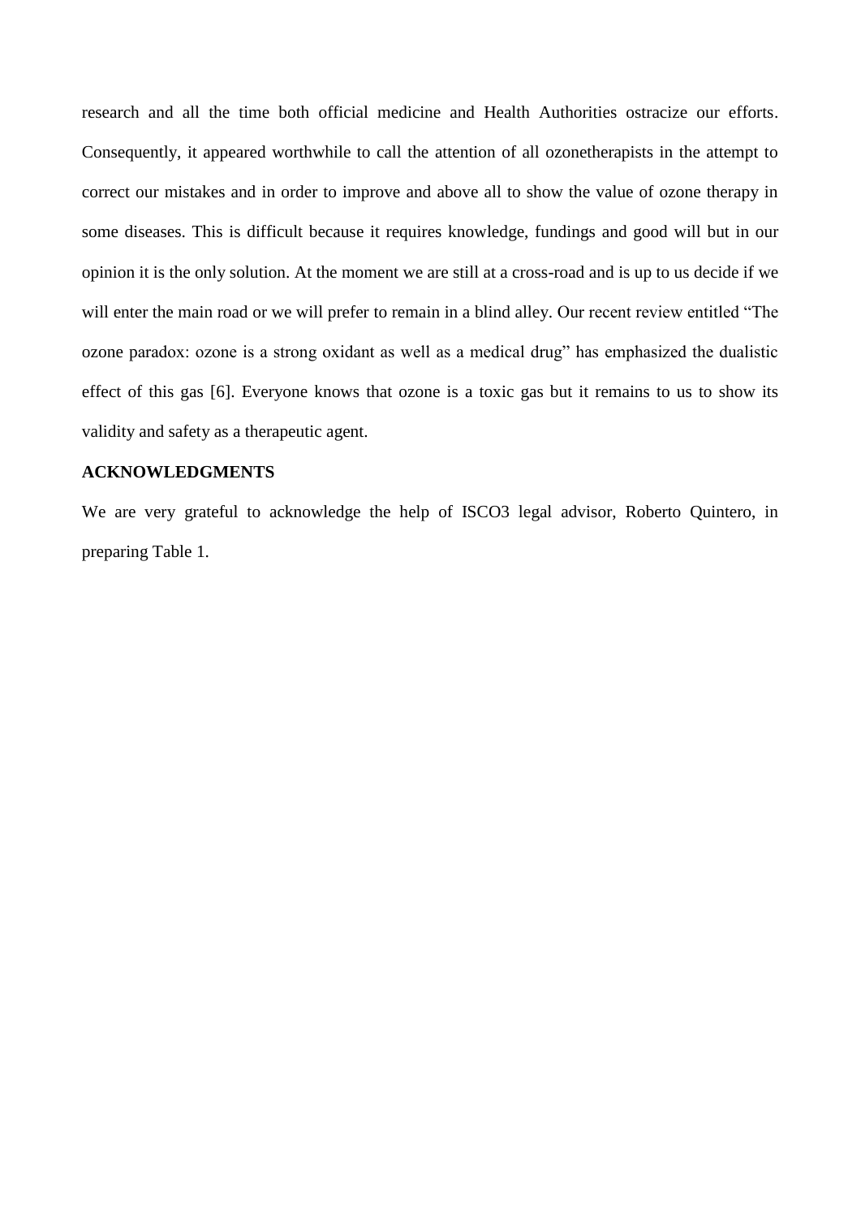research and all the time both official medicine and Health Authorities ostracize our efforts. Consequently, it appeared worthwhile to call the attention of all ozonetherapists in the attempt to correct our mistakes and in order to improve and above all to show the value of ozone therapy in some diseases. This is difficult because it requires knowledge, fundings and good will but in our opinion it is the only solution. At the moment we are still at a cross-road and is up to us decide if we will enter the main road or we will prefer to remain in a blind alley. Our recent review entitled "The ozone paradox: ozone is a strong oxidant as well as a medical drug" has emphasized the dualistic effect of this gas [6]. Everyone knows that ozone is a toxic gas but it remains to us to show its validity and safety as a therapeutic agent.

## ACKNOWLEDGMENTS

We are very grateful to acknowledge the help of ISCO3 legal advisor, Roberto Quintero, in preparing Table 1.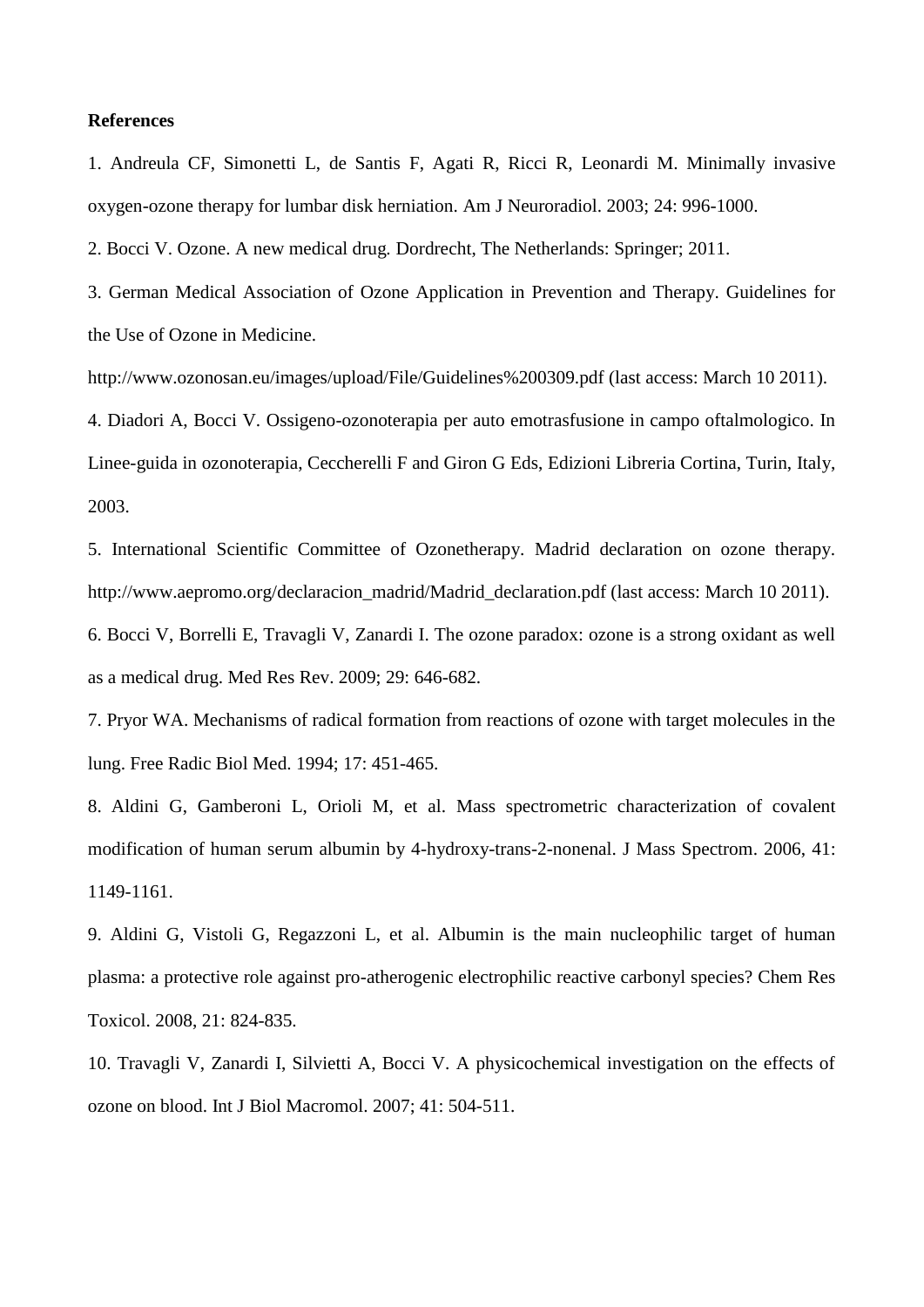**References**

1. Andreula CF, Simonetti L, de Santis F, Agati R, Ricci R, Leonardi M. Minimally invasive oxygen-ozone therapy for lumbar disk herniation. Am J Neuroradiol. 2003; 24: 996-1000.

2. Bocci V. Ozone. A new medical drug. Dordrecht, The Netherlands: Springer; 2011.

3. German Medical Association of Ozone Application in Prevention and Therapy. Guidelines for the Use of Ozone in Medicine. http://www.ozonosan.eu/images/upload/File/Guidelines%200309.pdf (last access: March 10 2011).

4. Diadori A, Bocci V. Ossigeno-ozonoterapia per auto emotrasfusione in campo oftalmologico. In Linee-guida in ozonoterapia, Ceccherelli F and Giron G Eds, Edizioni Libreria Cortina, Turin, Italy, 2003.

5. International Scientific Committee of Ozonetherapy. Madrid declaration on ozone therapy. http://www.aepromo.org/declaracion_madrid/Madrid_declaration.pdf (last access: March 10 2011).

6. Bocci V, Borrelli E, Travagli V, Zanardi I. The ozone paradox: ozone is a strong oxidant as well as a medical drug. Med Res Rev. 2009; 29: 646-682.

7. Pryor WA. Mechanisms of radical formation from reactions of ozone with target molecules in the lung. Free Radic Biol Med. 1994; 17: 451-465.

8. Aldini G, Gamberoni L, Orioli M, et al. Mass spectrometric characterization of covalent modification of human serum albumin by 4-hydroxy-trans-2-nonenal. J Mass Spectrom. 2006, 41: 1149-1161.

9. Aldini G, Vistoli G, Regazzoni L, et al. Albumin is the main nucleophilic target of human plasma: a protective role against pro-atherogenic electrophilic reactive carbonyl species? Chem Res Toxicol. 2008, 21: 824-835.

10. Travagli V, Zanardi I, Silvietti A, Bocci V. A physicochemical investigation on the effects of ozone on blood. Int J Biol Macromol. 2007; 41: 504-511.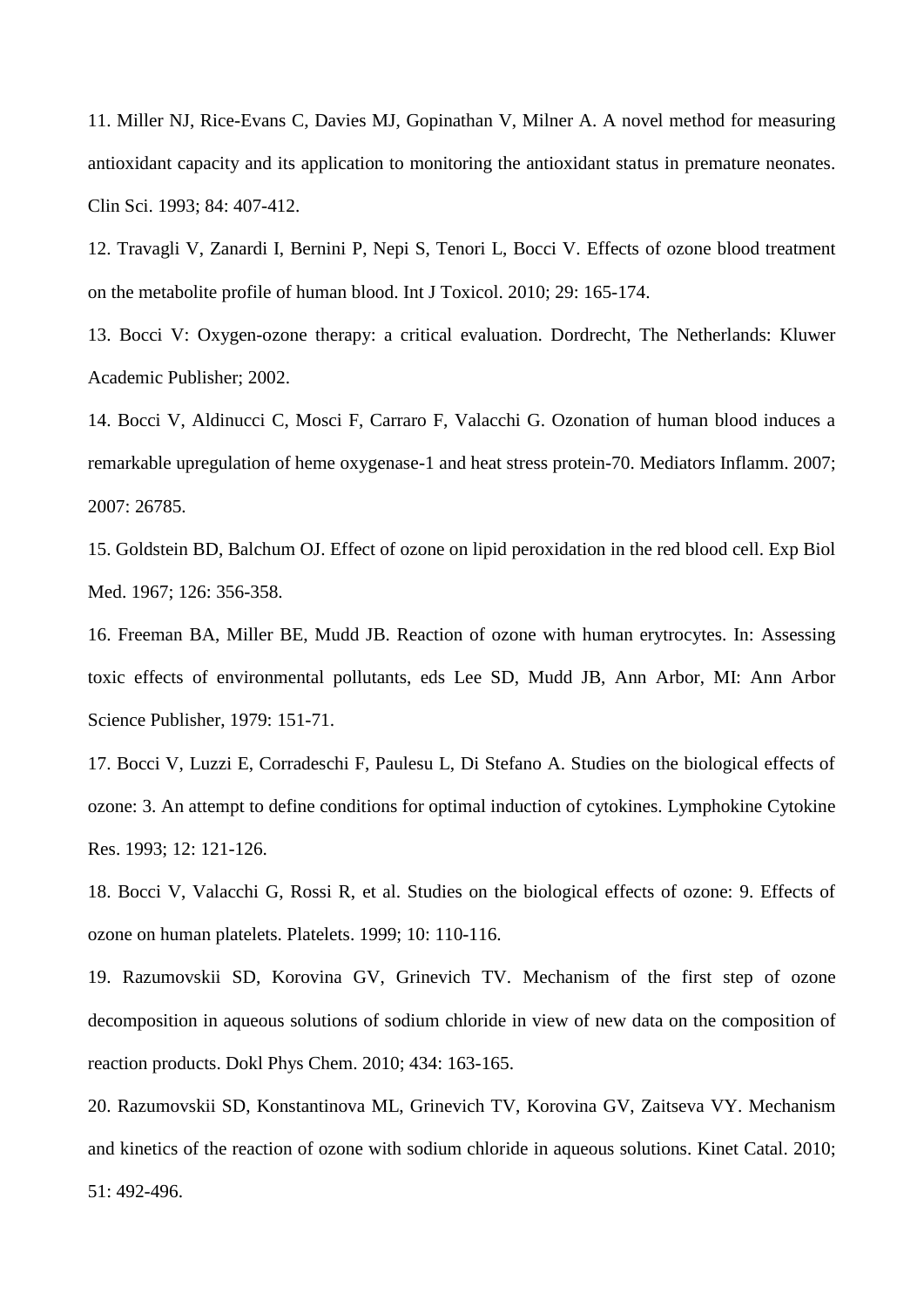11. Miller NJ, Rice-Evans C, Davies MJ, Gopinathan V, Milner A. A novel method for measuring antioxidant capacity and its application to monitoring the antioxidant status in premature neonates. Clin Sci. 1993; 84: 407-412.

12. Travagli V, Zanardi I, Bernini P, Nepi S, Tenori L, Bocci V. Effects of ozone blood treatment on the metabolite profile of human blood. Int J Toxicol. 2010; 29: 165-174.

13. Bocci V: Oxygen-ozone therapy: a critical evaluation. Dordrecht, The Netherlands: Kluwer Academic Publisher; 2002.

14. Bocci V, Aldinucci C, Mosci F, Carraro F, Valacchi G. Ozonation of human blood induces a remarkable upregulation of heme oxygenase-1 and heat stress protein-70. Mediators Inflamm. 2007; 2007: 26785.

15. Goldstein BD, Balchum OJ. Effect of ozone on lipid peroxidation in the red blood cell. Exp Biol Med. 1967; 126: 356-358.

16. Freeman BA, Miller BE, Mudd JB. Reaction of ozone with human erytrocytes. In: Assessing toxic effects of environmental pollutants, eds Lee SD, Mudd JB, Ann Arbor, MI: Ann Arbor Science Publisher, 1979: 151-71.

17. Bocci V, Luzzi E, Corradeschi F, Paulesu L, Di Stefano A. Studies on the biological effects of ozone: 3. An attempt to define conditions for optimal induction of cytokines. Lymphokine Cytokine Res. 1993; 12: 121-126.

18. Bocci V, Valacchi G, Rossi R, et al. Studies on the biological effects of ozone: 9. Effects of ozone on human platelets. Platelets. 1999; 10: 110-116.

19. Razumovskii SD, Korovina GV, Grinevich TV. Mechanism of the first step of ozone decomposition in aqueous solutions of sodium chloride in view of new data on the composition of reaction products. Dokl Phys Chem. 2010; 434: 163-165.

20. Razumovskii SD, Konstantinova ML, Grinevich TV, Korovina GV, Zaitseva VY. Mechanism and kinetics of the reaction of ozone with sodium chloride in aqueous solutions. Kinet Catal. 2010; 51: 492-496.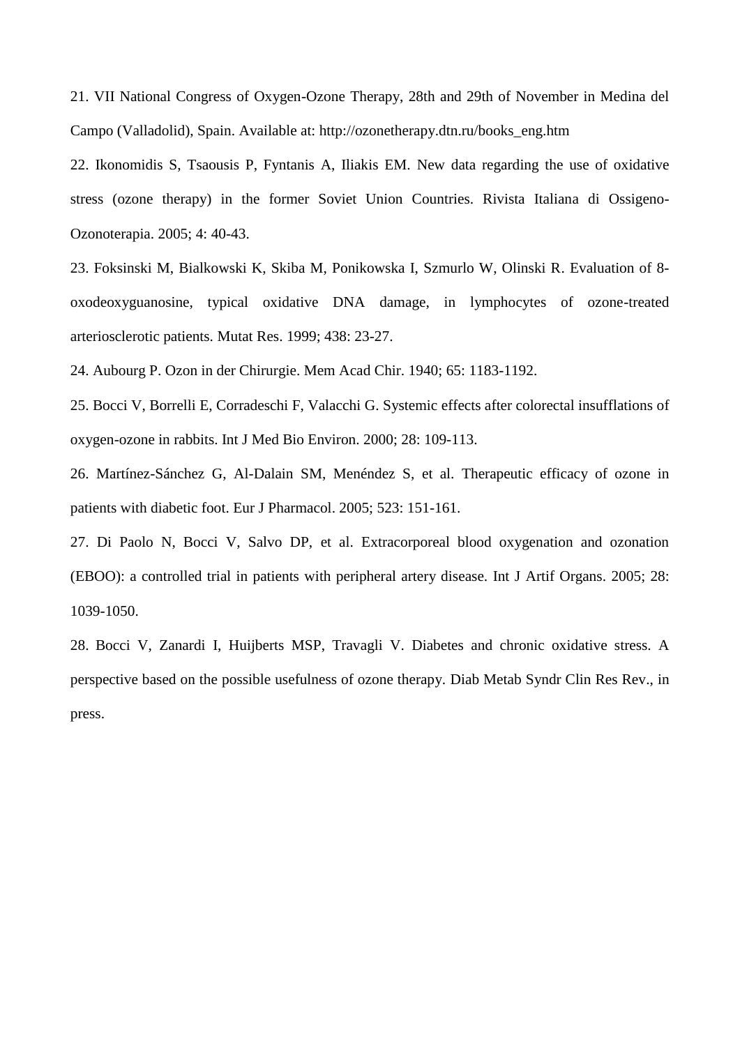21. VII National Congress of Oxygen-Ozone Therapy, 28th and 29th of November in Medina del Campo (Valladolid), Spain. Available at: http://ozonetherapy.dtn.ru/books_eng.htm

22. Ikonomidis S, Tsaousis P, Fyntanis A, Iliakis EM. New data regarding the use of oxidative stress (ozone therapy) in the former Soviet Union Countries. Rivista Italiana di Ossigeno-Ozonoterapia. 2005; 4: 40-43.

23. Foksinski M, Bialkowski K, Skiba M, Ponikowska I, Szmurlo W, Olinski R. Evaluation of 8-oxodeoxyguanosine, typical oxidative DNA damage, in lymphocytes of ozone-treated arteriosclerotic patients. Mutat Res. 1999; 438: 23-27.

24. Aubourg P. Ozon in der Chirurgie. Mem Acad Chir. 1940; 65: 1183-1192.

25. Bocci V, Borrelli E, Corradeschi F, Valacchi G. Systemic effects after colorectal insufflations of oxygen-ozone in rabbits. Int J Med Bio Environ. 2000; 28: 109-113.

26. Martínez-Sánchez G, Al-Dalain SM, Menéndez S, et al. Therapeutic efficacy of ozone in patients with diabetic foot. Eur J Pharmacol. 2005; 523: 151-161.

27. Di Paolo N, Bocci V, Salvo DP, et al. Extracorporeal blood oxygenation and ozonation (EBOO): a controlled trial in patients with peripheral artery disease. Int J Artif Organs. 2005; 28: 1039-1050.

28. Bocci V, Zanardi I, Huijberts MSP, Travagli V. Diabetes and chronic oxidative stress. A perspective based on the possible usefulness of ozone therapy. Diab Metab Syndr Clin Res Rev., in press.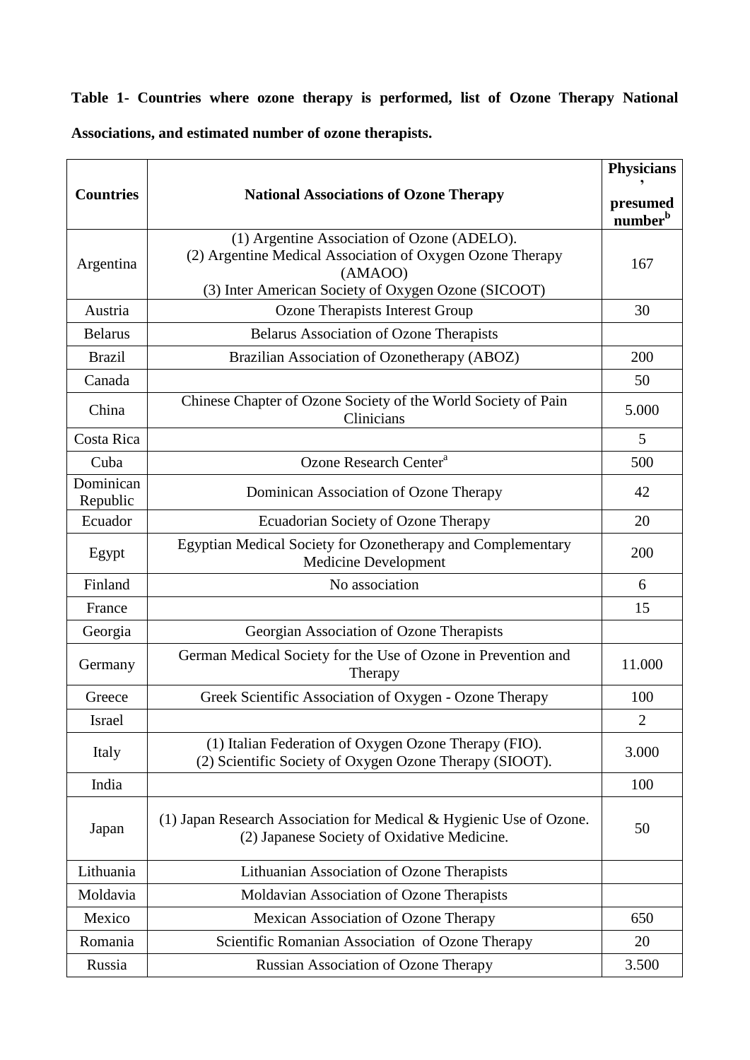**Table 1- Countries where ozone therapy is performed, list of Ozone Therapy National Associations, and estimated number of ozone therapists.**

| Countries | National Associations of Ozone Therapy | Physicians' presumed number[b] |
|---|---|---|
| Argentina | (1) Argentine Association of Ozone (ADELO).<br>(2) Argentine Medical Association of Oxygen Ozone Therapy (AMAOO)<br>(3) Inter American Society of Oxygen Ozone (SICOOT) | 167 |
| Austria | Ozone Therapists Interest Group | 30 |
| Belarus | Belarus Association of Ozone Therapists | |
| Brazil | Brazilian Association of Ozonetherapy (ABOZ) | 200 |
| Canada | | 50 |
| China | Chinese Chapter of Ozone Society of the World Society of Pain Clinicians | 5.000 |
| Costa Rica | | 5 |
| Cuba | Ozone Research Center[a] | 500 |
| Dominican Republic | Dominican Association of Ozone Therapy | 42 |
| Ecuador | Ecuadorian Society of Ozone Therapy | 20 |
| Egypt | Egyptian Medical Society for Ozonetherapy and Complementary Medicine Development | 200 |
| Finland | No association | 6 |
| France | | 15 |
| Georgia | Georgian Association of Ozone Therapists | |
| Germany | German Medical Society for the Use of Ozone in Prevention and Therapy | 11.000 |
| Greece | Greek Scientific Association of Oxygen - Ozone Therapy | 100 |
| Israel | | 2 |
| Italy | (1) Italian Federation of Oxygen Ozone Therapy (FIO).<br>(2) Scientific Society of Oxygen Ozone Therapy (SIOOT). | 3.000 |
| India | | 100 |
| Japan | (1) Japan Research Association for Medical & Hygienic Use of Ozone.<br>(2) Japanese Society of Oxidative Medicine. | 50 |
| Lithuania | Lithuanian Association of Ozone Therapists | |
| Moldavia | Moldavian Association of Ozone Therapists | |
| Mexico | Mexican Association of Ozone Therapy | 650 |
| Romania | Scientific Romanian Association of Ozone Therapy | 20 |
| Russia | Russian Association of Ozone Therapy | 3.500 |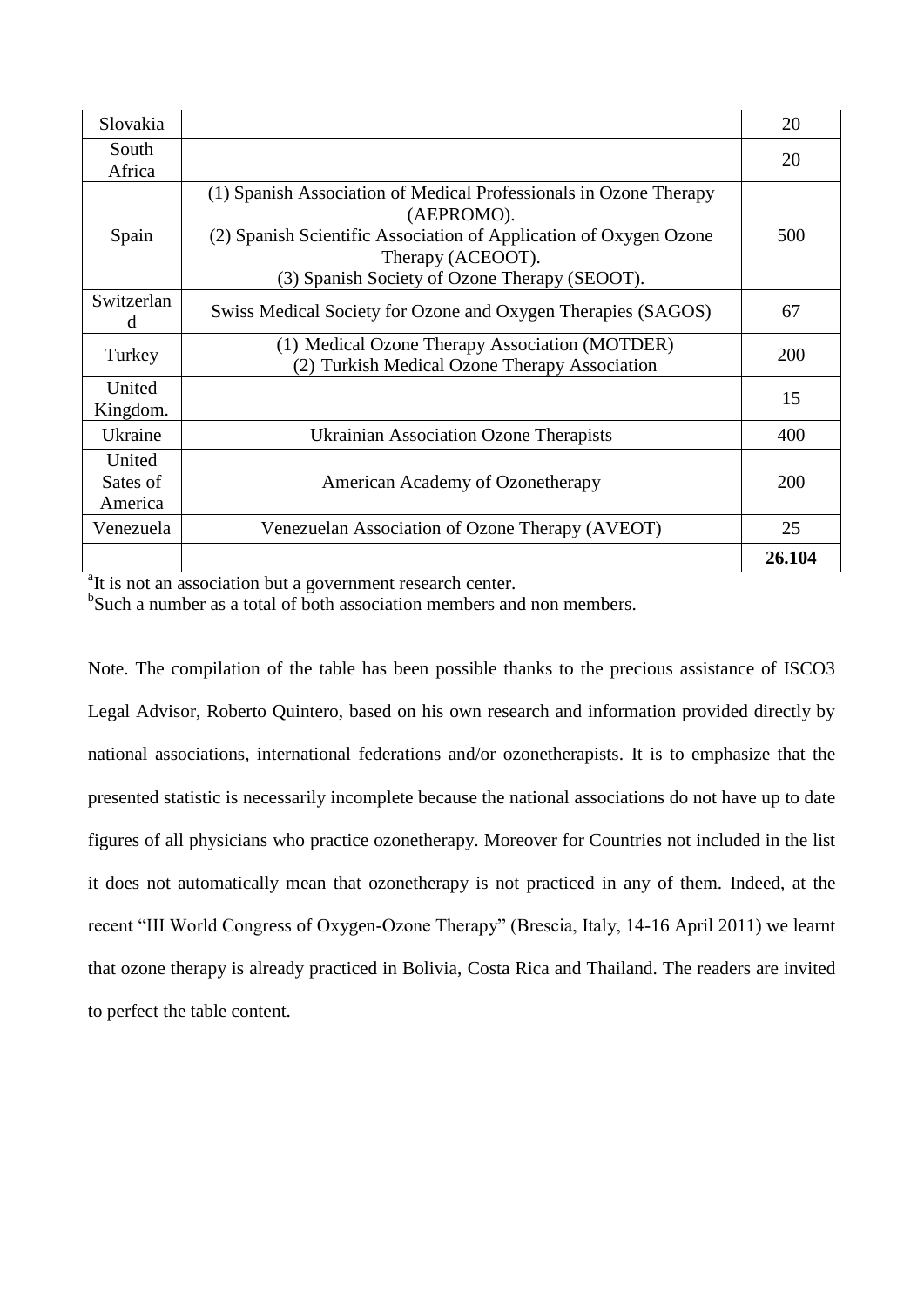| | | |
|---|---|---|
| Slovakia | | 20 |
| South Africa | | 20 |
| Spain | (1) Spanish Association of Medical Professionals in Ozone Therapy (AEPROMO). (2) Spanish Scientific Association of Application of Oxygen Ozone Therapy (ACEOOT). (3) Spanish Society of Ozone Therapy (SEOOT). | 500 |
| Switzerland | Swiss Medical Society for Ozone and Oxygen Therapies (SAGOS) | 67 |
| Turkey | (1) Medical Ozone Therapy Association (MOTDER) (2) Turkish Medical Ozone Therapy Association | 200 |
| United Kingdom. | | 15 |
| Ukraine | Ukrainian Association Ozone Therapists | 400 |
| United Sates of America | American Academy of Ozonetherapy | 200 |
| Venezuela | Venezuelan Association of Ozone Therapy (AVEOT) | 25 |
| | | **26.104** |

[a]It is not an association but a government research center.
[b]Such a number as a total of both association members and non members.

Note. The compilation of the table has been possible thanks to the precious assistance of ISCO3 Legal Advisor, Roberto Quintero, based on his own research and information provided directly by national associations, international federations and/or ozonetherapists. It is to emphasize that the presented statistic is necessarily incomplete because the national associations do not have up to date figures of all physicians who practice ozonetherapy. Moreover for Countries not included in the list it does not automatically mean that ozonetherapy is not practiced in any of them. Indeed, at the recent "III World Congress of Oxygen-Ozone Therapy" (Brescia, Italy, 14-16 April 2011) we learnt that ozone therapy is already practiced in Bolivia, Costa Rica and Thailand. The readers are invited to perfect the table content.